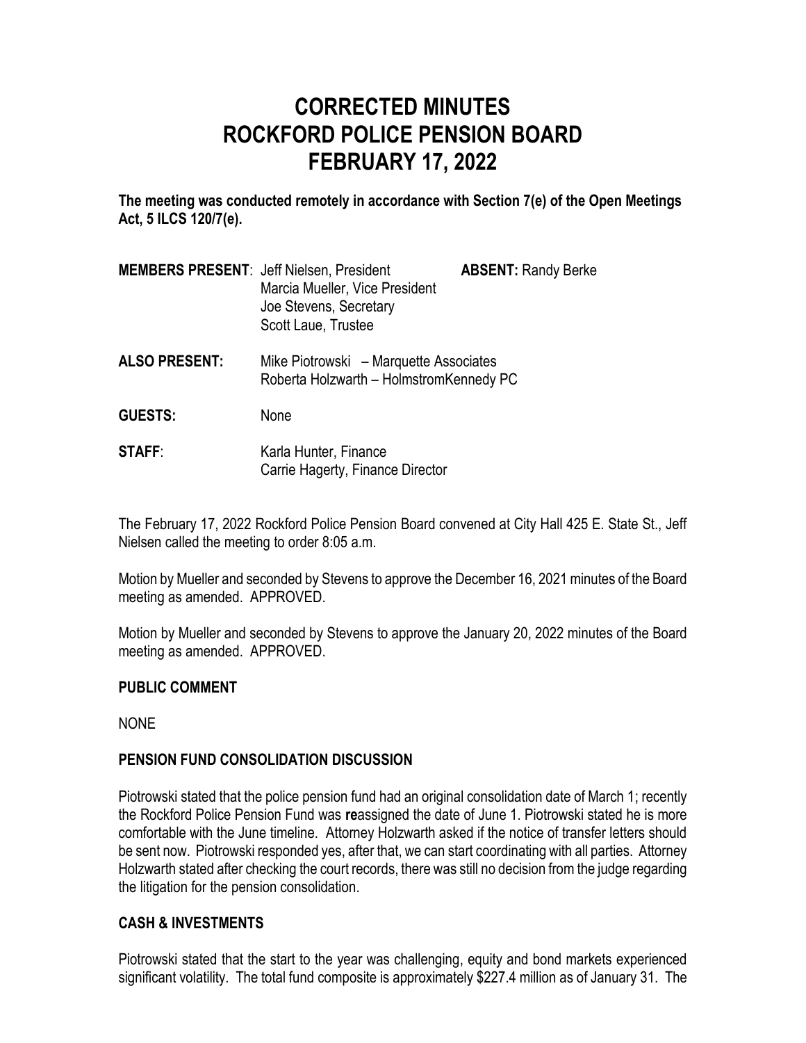# CORRECTED MINUTES
# ROCKFORD POLICE PENSION BOARD
# FEBRUARY 17, 2022

**The meeting was conducted remotely in accordance with Section 7(e) of the Open Meetings Act, 5 ILCS 120/7(e).**

| | | |
|---|---|---|
| **MEMBERS PRESENT**: | Jeff Nielsen, President<br>Marcia Mueller, Vice President<br>Joe Stevens, Secretary<br>Scott Laue, Trustee | **ABSENT:** Randy Berke |
| **ALSO PRESENT:** | Mike Piotrowski – Marquette Associates<br>Roberta Holzwarth – HolmstromKennedy PC | |
| **GUESTS:** | None | |
| **STAFF**: | Karla Hunter, Finance<br>Carrie Hagerty, Finance Director | |

The February 17, 2022 Rockford Police Pension Board convened at City Hall 425 E. State St., Jeff Nielsen called the meeting to order 8:05 a.m.

Motion by Mueller and seconded by Stevens to approve the December 16, 2021 minutes of the Board meeting as amended. APPROVED.

Motion by Mueller and seconded by Stevens to approve the January 20, 2022 minutes of the Board meeting as amended. APPROVED.

## PUBLIC COMMENT

NONE

## PENSION FUND CONSOLIDATION DISCUSSION

Piotrowski stated that the police pension fund had an original consolidation date of March 1; recently the Rockford Police Pension Fund was **re**assigned the date of June 1. Piotrowski stated he is more comfortable with the June timeline. Attorney Holzwarth asked if the notice of transfer letters should be sent now. Piotrowski responded yes, after that, we can start coordinating with all parties. Attorney Holzwarth stated after checking the court records, there was still no decision from the judge regarding the litigation for the pension consolidation.

## CASH & INVESTMENTS

Piotrowski stated that the start to the year was challenging, equity and bond markets experienced significant volatility. The total fund composite is approximately $227.4 million as of January 31. The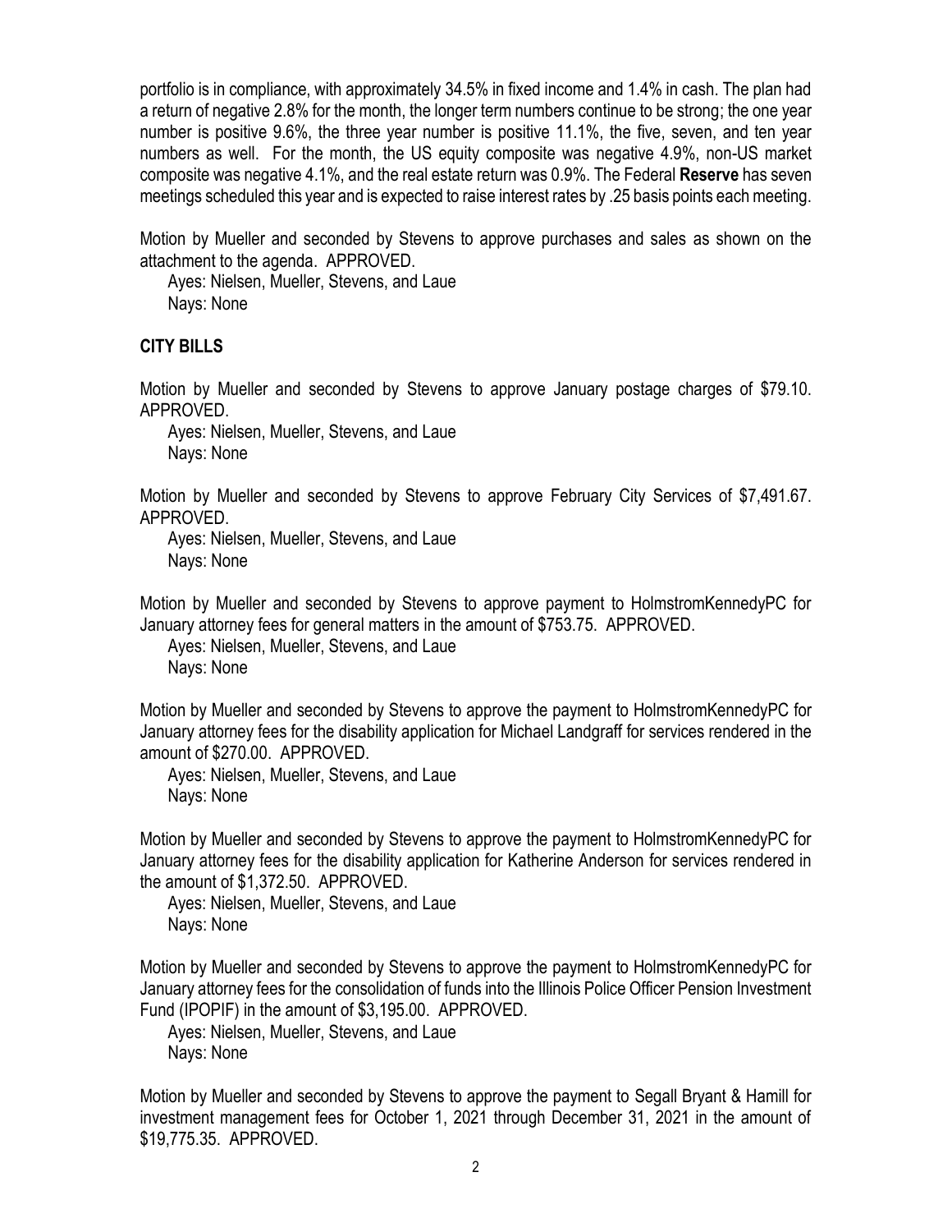portfolio is in compliance, with approximately 34.5% in fixed income and 1.4% in cash. The plan had a return of negative 2.8% for the month, the longer term numbers continue to be strong; the one year number is positive 9.6%, the three year number is positive 11.1%, the five, seven, and ten year numbers as well. For the month, the US equity composite was negative 4.9%, non-US market composite was negative 4.1%, and the real estate return was 0.9%. The Federal **Reserve** has seven meetings scheduled this year and is expected to raise interest rates by .25 basis points each meeting.

Motion by Mueller and seconded by Stevens to approve purchases and sales as shown on the attachment to the agenda. APPROVED.

Ayes: Nielsen, Mueller, Stevens, and Laue
Nays: None

**CITY BILLS**

Motion by Mueller and seconded by Stevens to approve January postage charges of $79.10. APPROVED.

Ayes: Nielsen, Mueller, Stevens, and Laue
Nays: None

Motion by Mueller and seconded by Stevens to approve February City Services of $7,491.67. APPROVED.

Ayes: Nielsen, Mueller, Stevens, and Laue
Nays: None

Motion by Mueller and seconded by Stevens to approve payment to HolmstromKennedyPC for January attorney fees for general matters in the amount of $753.75. APPROVED.

Ayes: Nielsen, Mueller, Stevens, and Laue
Nays: None

Motion by Mueller and seconded by Stevens to approve the payment to HolmstromKennedyPC for January attorney fees for the disability application for Michael Landgraff for services rendered in the amount of $270.00. APPROVED.

Ayes: Nielsen, Mueller, Stevens, and Laue
Nays: None

Motion by Mueller and seconded by Stevens to approve the payment to HolmstromKennedyPC for January attorney fees for the disability application for Katherine Anderson for services rendered in the amount of $1,372.50. APPROVED.

Ayes: Nielsen, Mueller, Stevens, and Laue
Nays: None

Motion by Mueller and seconded by Stevens to approve the payment to HolmstromKennedyPC for January attorney fees for the consolidation of funds into the Illinois Police Officer Pension Investment Fund (IPOPIF) in the amount of $3,195.00. APPROVED.

Ayes: Nielsen, Mueller, Stevens, and Laue
Nays: None

Motion by Mueller and seconded by Stevens to approve the payment to Segall Bryant & Hamill for investment management fees for October 1, 2021 through December 31, 2021 in the amount of $19,775.35. APPROVED.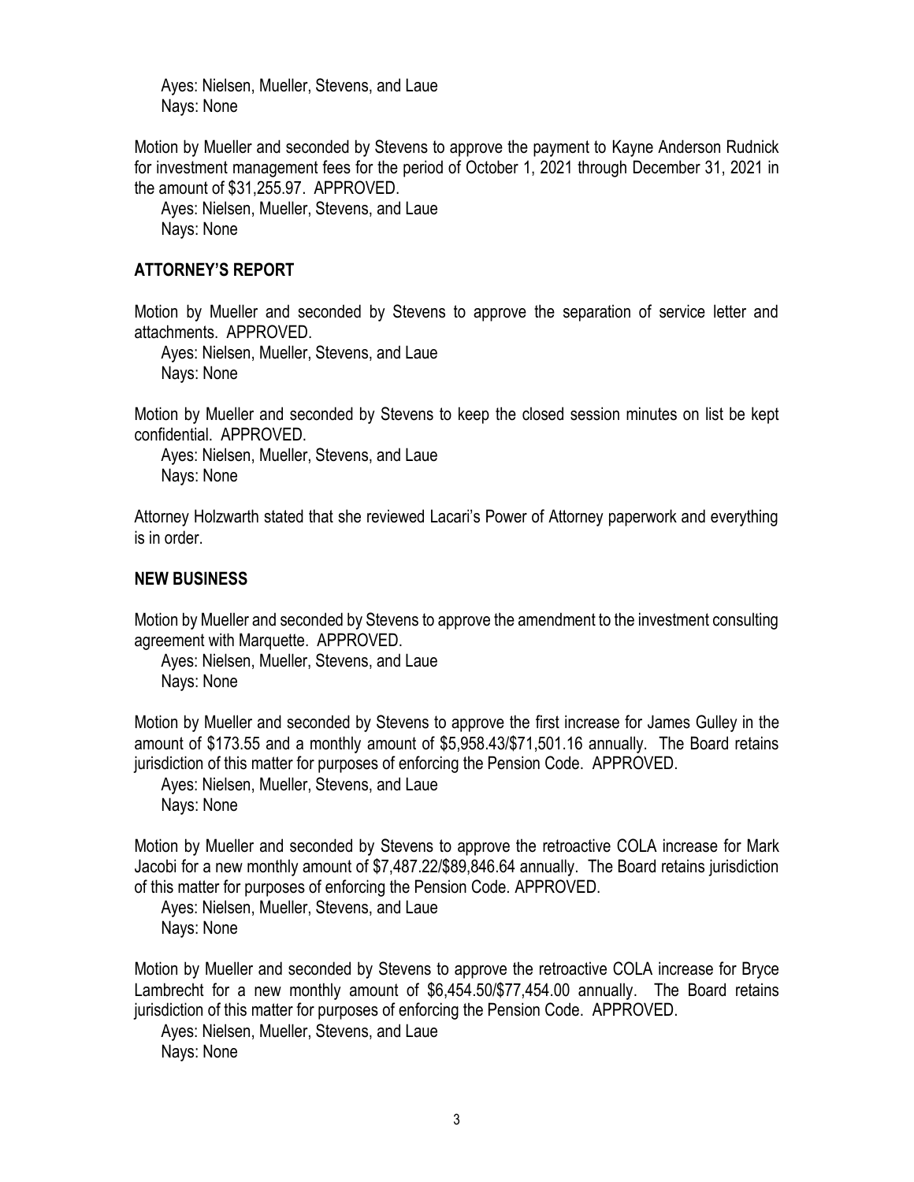Ayes: Nielsen, Mueller, Stevens, and Laue
Nays: None

Motion by Mueller and seconded by Stevens to approve the payment to Kayne Anderson Rudnick for investment management fees for the period of October 1, 2021 through December 31, 2021 in the amount of $31,255.97. APPROVED.

Ayes: Nielsen, Mueller, Stevens, and Laue
Nays: None

## ATTORNEY'S REPORT

Motion by Mueller and seconded by Stevens to approve the separation of service letter and attachments. APPROVED.

Ayes: Nielsen, Mueller, Stevens, and Laue
Nays: None

Motion by Mueller and seconded by Stevens to keep the closed session minutes on list be kept confidential. APPROVED.

Ayes: Nielsen, Mueller, Stevens, and Laue
Nays: None

Attorney Holzwarth stated that she reviewed Lacari's Power of Attorney paperwork and everything is in order.

## NEW BUSINESS

Motion by Mueller and seconded by Stevens to approve the amendment to the investment consulting agreement with Marquette. APPROVED.

Ayes: Nielsen, Mueller, Stevens, and Laue
Nays: None

Motion by Mueller and seconded by Stevens to approve the first increase for James Gulley in the amount of $173.55 and a monthly amount of $5,958.43/$71,501.16 annually. The Board retains jurisdiction of this matter for purposes of enforcing the Pension Code. APPROVED.

Ayes: Nielsen, Mueller, Stevens, and Laue
Nays: None

Motion by Mueller and seconded by Stevens to approve the retroactive COLA increase for Mark Jacobi for a new monthly amount of $7,487.22/$89,846.64 annually. The Board retains jurisdiction of this matter for purposes of enforcing the Pension Code. APPROVED.

Ayes: Nielsen, Mueller, Stevens, and Laue
Nays: None

Motion by Mueller and seconded by Stevens to approve the retroactive COLA increase for Bryce Lambrecht for a new monthly amount of $6,454.50/$77,454.00 annually. The Board retains jurisdiction of this matter for purposes of enforcing the Pension Code. APPROVED.

Ayes: Nielsen, Mueller, Stevens, and Laue
Nays: None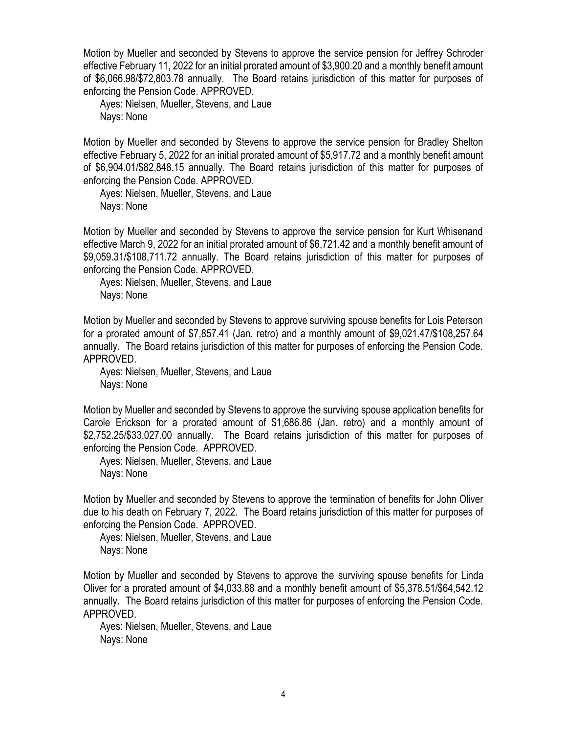Motion by Mueller and seconded by Stevens to approve the service pension for Jeffrey Schroder effective February 11, 2022 for an initial prorated amount of $3,900.20 and a monthly benefit amount of $6,066.98/$72,803.78 annually. The Board retains jurisdiction of this matter for purposes of enforcing the Pension Code. APPROVED.

Ayes: Nielsen, Mueller, Stevens, and Laue
Nays: None

Motion by Mueller and seconded by Stevens to approve the service pension for Bradley Shelton effective February 5, 2022 for an initial prorated amount of $5,917.72 and a monthly benefit amount of $6,904.01/$82,848.15 annually. The Board retains jurisdiction of this matter for purposes of enforcing the Pension Code. APPROVED.

Ayes: Nielsen, Mueller, Stevens, and Laue
Nays: None

Motion by Mueller and seconded by Stevens to approve the service pension for Kurt Whisenand effective March 9, 2022 for an initial prorated amount of $6,721.42 and a monthly benefit amount of $9,059.31/$108,711.72 annually. The Board retains jurisdiction of this matter for purposes of enforcing the Pension Code. APPROVED.

Ayes: Nielsen, Mueller, Stevens, and Laue
Nays: None

Motion by Mueller and seconded by Stevens to approve surviving spouse benefits for Lois Peterson for a prorated amount of $7,857.41 (Jan. retro) and a monthly amount of $9,021.47/$108,257.64 annually. The Board retains jurisdiction of this matter for purposes of enforcing the Pension Code. APPROVED.

Ayes: Nielsen, Mueller, Stevens, and Laue
Nays: None

Motion by Mueller and seconded by Stevens to approve the surviving spouse application benefits for Carole Erickson for a prorated amount of $1,686.86 (Jan. retro) and a monthly amount of $2,752.25/$33,027.00 annually. The Board retains jurisdiction of this matter for purposes of enforcing the Pension Code. APPROVED.

Ayes: Nielsen, Mueller, Stevens, and Laue
Nays: None

Motion by Mueller and seconded by Stevens to approve the termination of benefits for John Oliver due to his death on February 7, 2022. The Board retains jurisdiction of this matter for purposes of enforcing the Pension Code. APPROVED.

Ayes: Nielsen, Mueller, Stevens, and Laue
Nays: None

Motion by Mueller and seconded by Stevens to approve the surviving spouse benefits for Linda Oliver for a prorated amount of $4,033.88 and a monthly benefit amount of $5,378.51/$64,542.12 annually. The Board retains jurisdiction of this matter for purposes of enforcing the Pension Code. APPROVED.

Ayes: Nielsen, Mueller, Stevens, and Laue
Nays: None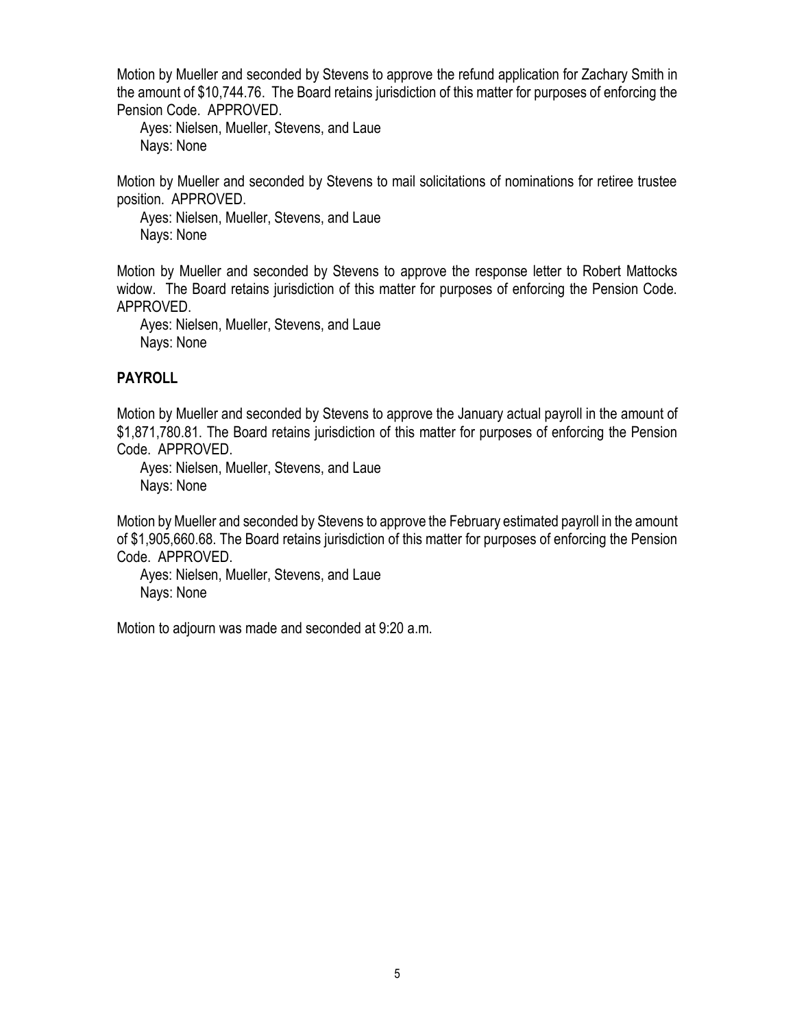Motion by Mueller and seconded by Stevens to approve the refund application for Zachary Smith in the amount of $10,744.76. The Board retains jurisdiction of this matter for purposes of enforcing the Pension Code. APPROVED.

Ayes: Nielsen, Mueller, Stevens, and Laue
Nays: None

Motion by Mueller and seconded by Stevens to mail solicitations of nominations for retiree trustee position. APPROVED.

Ayes: Nielsen, Mueller, Stevens, and Laue
Nays: None

Motion by Mueller and seconded by Stevens to approve the response letter to Robert Mattocks widow. The Board retains jurisdiction of this matter for purposes of enforcing the Pension Code. APPROVED.

Ayes: Nielsen, Mueller, Stevens, and Laue
Nays: None

## PAYROLL

Motion by Mueller and seconded by Stevens to approve the January actual payroll in the amount of $1,871,780.81. The Board retains jurisdiction of this matter for purposes of enforcing the Pension Code. APPROVED.

Ayes: Nielsen, Mueller, Stevens, and Laue
Nays: None

Motion by Mueller and seconded by Stevens to approve the February estimated payroll in the amount of $1,905,660.68. The Board retains jurisdiction of this matter for purposes of enforcing the Pension Code. APPROVED.

Ayes: Nielsen, Mueller, Stevens, and Laue
Nays: None

Motion to adjourn was made and seconded at 9:20 a.m.